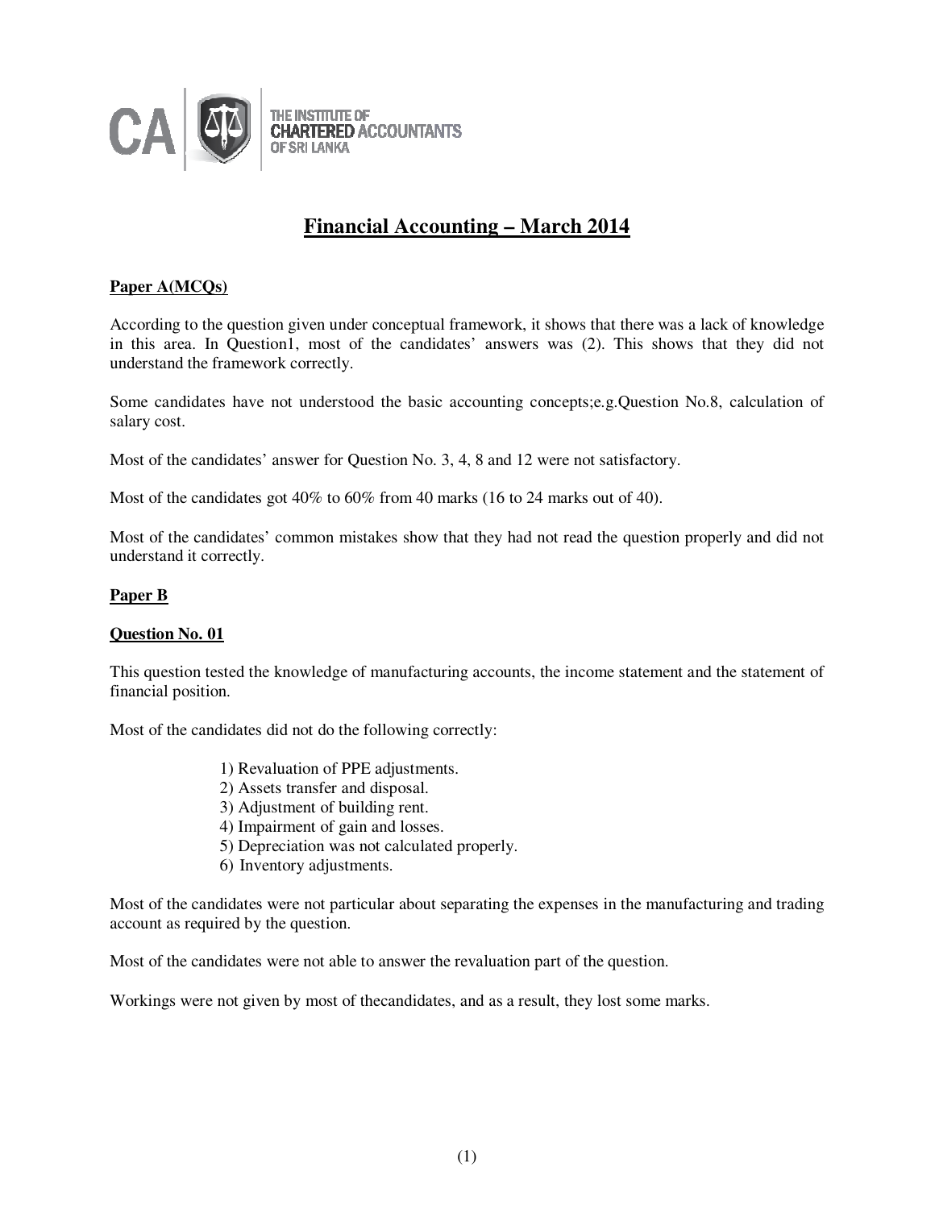THE INSTITUTE OF CHARTERED ACCOUNTANTS OF SRI LANKA

# Financial Accounting – March 2014

## Paper A(MCQs)

According to the question given under conceptual framework, it shows that there was a lack of knowledge in this area. In Question1, most of the candidates' answers was (2). This shows that they did not understand the framework correctly.

Some candidates have not understood the basic accounting concepts;e.g.Question No.8, calculation of salary cost.

Most of the candidates' answer for Question No. 3, 4, 8 and 12 were not satisfactory.

Most of the candidates got 40% to 60% from 40 marks (16 to 24 marks out of 40).

Most of the candidates' common mistakes show that they had not read the question properly and did not understand it correctly.

## Paper B

### Question No. 01

This question tested the knowledge of manufacturing accounts, the income statement and the statement of financial position.

Most of the candidates did not do the following correctly:

1) Revaluation of PPE adjustments.
2) Assets transfer and disposal.
3) Adjustment of building rent.
4) Impairment of gain and losses.
5) Depreciation was not calculated properly.
6) Inventory adjustments.

Most of the candidates were not particular about separating the expenses in the manufacturing and trading account as required by the question.

Most of the candidates were not able to answer the revaluation part of the question.

Workings were not given by most of thecandidates, and as a result, they lost some marks.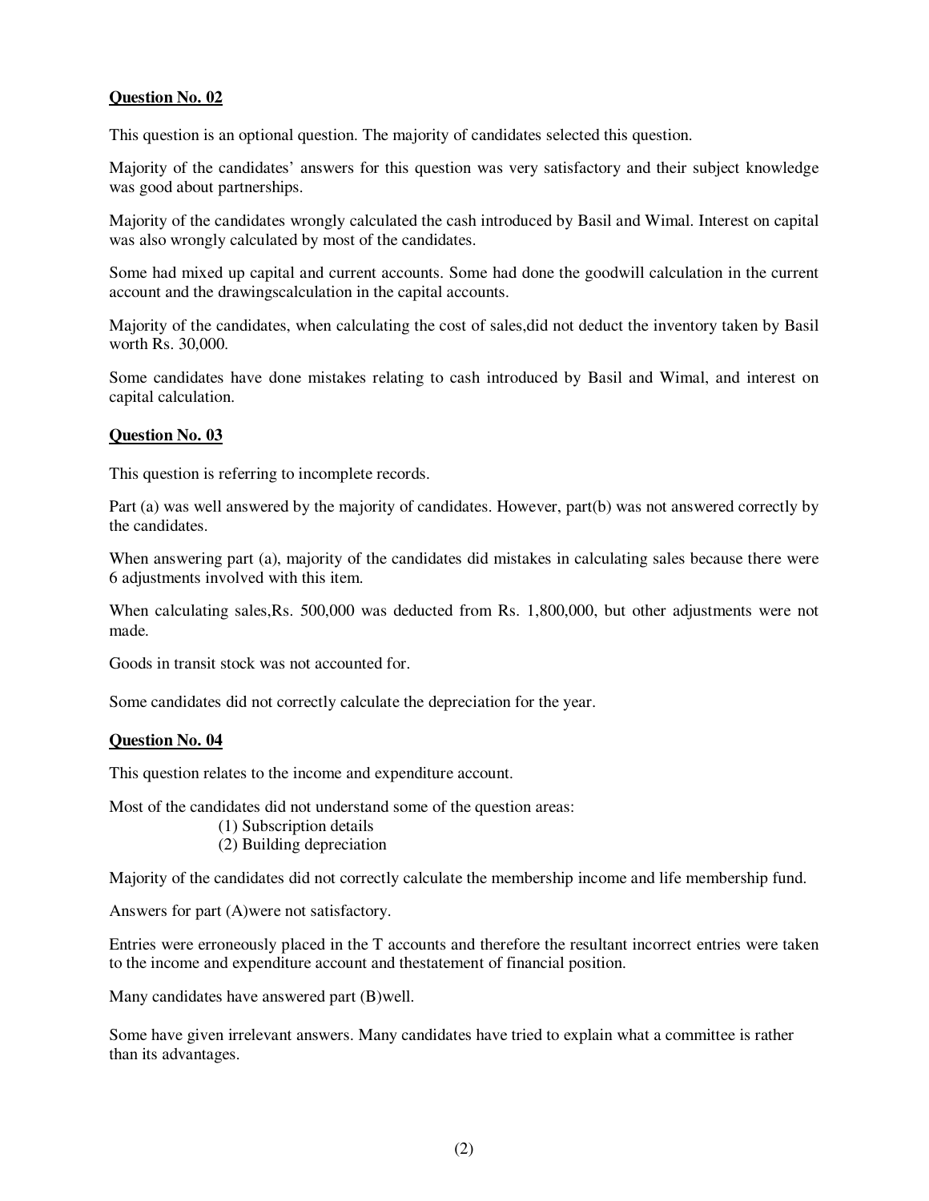**Question No. 02**

This question is an optional question. The majority of candidates selected this question.

Majority of the candidates' answers for this question was very satisfactory and their subject knowledge was good about partnerships.

Majority of the candidates wrongly calculated the cash introduced by Basil and Wimal. Interest on capital was also wrongly calculated by most of the candidates.

Some had mixed up capital and current accounts. Some had done the goodwill calculation in the current account and the drawingscalculation in the capital accounts.

Majority of the candidates, when calculating the cost of sales,did not deduct the inventory taken by Basil worth Rs. 30,000.

Some candidates have done mistakes relating to cash introduced by Basil and Wimal, and interest on capital calculation.

**Question No. 03**

This question is referring to incomplete records.

Part (a) was well answered by the majority of candidates. However, part(b) was not answered correctly by the candidates.

When answering part (a), majority of the candidates did mistakes in calculating sales because there were 6 adjustments involved with this item.

When calculating sales,Rs. 500,000 was deducted from Rs. 1,800,000, but other adjustments were not made.

Goods in transit stock was not accounted for.

Some candidates did not correctly calculate the depreciation for the year.

**Question No. 04**

This question relates to the income and expenditure account.

Most of the candidates did not understand some of the question areas:

(1) Subscription details
(2) Building depreciation

Majority of the candidates did not correctly calculate the membership income and life membership fund.

Answers for part (A)were not satisfactory.

Entries were erroneously placed in the T accounts and therefore the resultant incorrect entries were taken to the income and expenditure account and thestatement of financial position.

Many candidates have answered part (B)well.

Some have given irrelevant answers. Many candidates have tried to explain what a committee is rather than its advantages.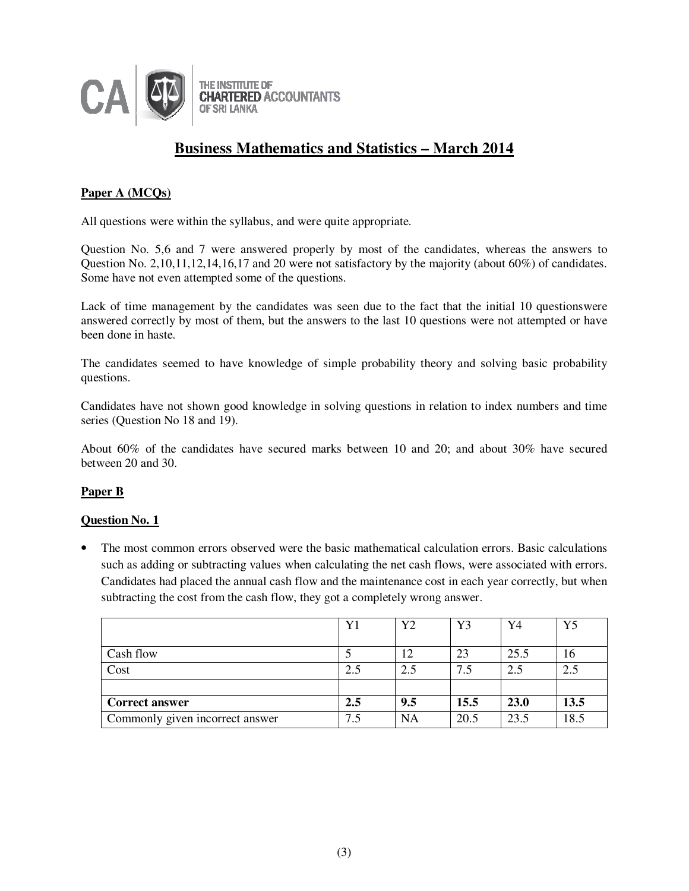# Business Mathematics and Statistics – March 2014

## Paper A (MCQs)

All questions were within the syllabus, and were quite appropriate.

Question No. 5,6 and 7 were answered properly by most of the candidates, whereas the answers to Question No. 2,10,11,12,14,16,17 and 20 were not satisfactory by the majority (about 60%) of candidates. Some have not even attempted some of the questions.

Lack of time management by the candidates was seen due to the fact that the initial 10 questionswere answered correctly by most of them, but the answers to the last 10 questions were not attempted or have been done in haste.

The candidates seemed to have knowledge of simple probability theory and solving basic probability questions.

Candidates have not shown good knowledge in solving questions in relation to index numbers and time series (Question No 18 and 19).

About 60% of the candidates have secured marks between 10 and 20; and about 30% have secured between 20 and 30.

## Paper B

### Question No. 1

- The most common errors observed were the basic mathematical calculation errors. Basic calculations such as adding or subtracting values when calculating the net cash flows, were associated with errors. Candidates had placed the annual cash flow and the maintenance cost in each year correctly, but when subtracting the cost from the cash flow, they got a completely wrong answer.

| | Y1 | Y2 | Y3 | Y4 | Y5 |
|---|---|---|---|---|---|
| Cash flow | 5 | 12 | 23 | 25.5 | 16 |
| Cost | 2.5 | 2.5 | 7.5 | 2.5 | 2.5 |
| | | | | | |
| **Correct answer** | **2.5** | **9.5** | **15.5** | **23.0** | **13.5** |
| Commonly given incorrect answer | 7.5 | NA | 20.5 | 23.5 | 18.5 |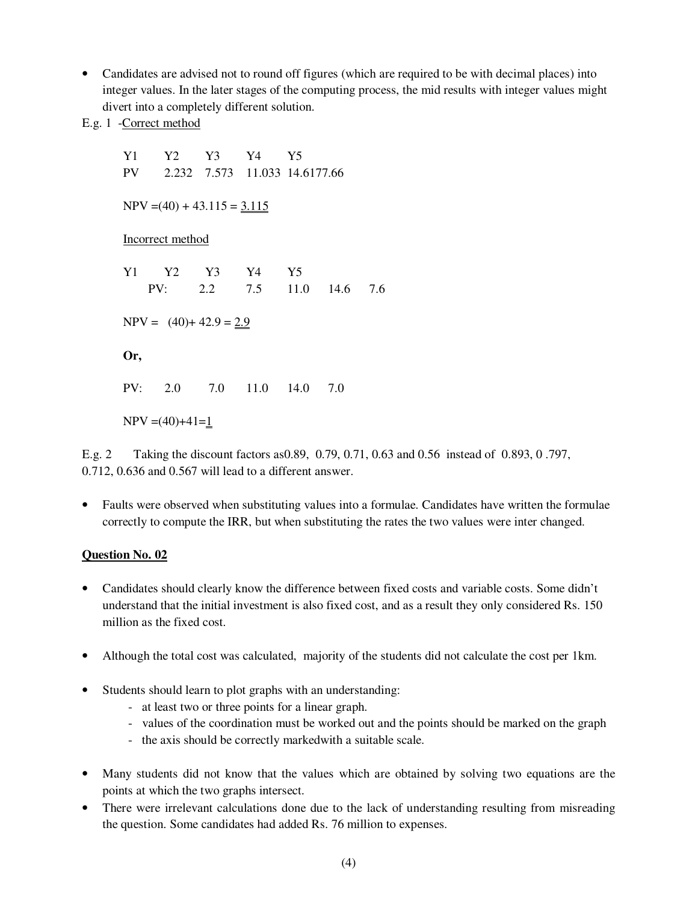- Candidates are advised not to round off figures (which are required to be with decimal places) into integer values. In the later stages of the computing process, the mid results with integer values might divert into a completely different solution.

E.g. 1 -Correct method

| Y1 | Y2 | Y3 | Y4 | Y5 |
|---|---|---|---|---|
| PV | 2.232 | 7.573 | 11.033 | 14.6177.66 |

NPV =(40) + 43.115 = 3.115

Incorrect method

| Y1 | Y2 | Y3 | Y4 | Y5 | |
|---|---|---|---|---|---|
| PV: | 2.2 | 7.5 | 11.0 | 14.6 | 7.6 |

NPV = (40)+ 42.9 = 2.9

**Or,**

| PV: | 2.0 | 7.0 | 11.0 | 14.0 | 7.0 |
|---|---|---|---|---|---|

NPV =(40)+41=1

E.g. 2 Taking the discount factors as0.89, 0.79, 0.71, 0.63 and 0.56 instead of 0.893, 0 .797, 0.712, 0.636 and 0.567 will lead to a different answer.

- Faults were observed when substituting values into a formulae. Candidates have written the formulae correctly to compute the IRR, but when substituting the rates the two values were inter changed.

**Question No. 02**

- Candidates should clearly know the difference between fixed costs and variable costs. Some didn't understand that the initial investment is also fixed cost, and as a result they only considered Rs. 150 million as the fixed cost.
- Although the total cost was calculated, majority of the students did not calculate the cost per 1km.
- Students should learn to plot graphs with an understanding:
  - at least two or three points for a linear graph.
  - values of the coordination must be worked out and the points should be marked on the graph
  - the axis should be correctly markedwith a suitable scale.
- Many students did not know that the values which are obtained by solving two equations are the points at which the two graphs intersect.
- There were irrelevant calculations done due to the lack of understanding resulting from misreading the question. Some candidates had added Rs. 76 million to expenses.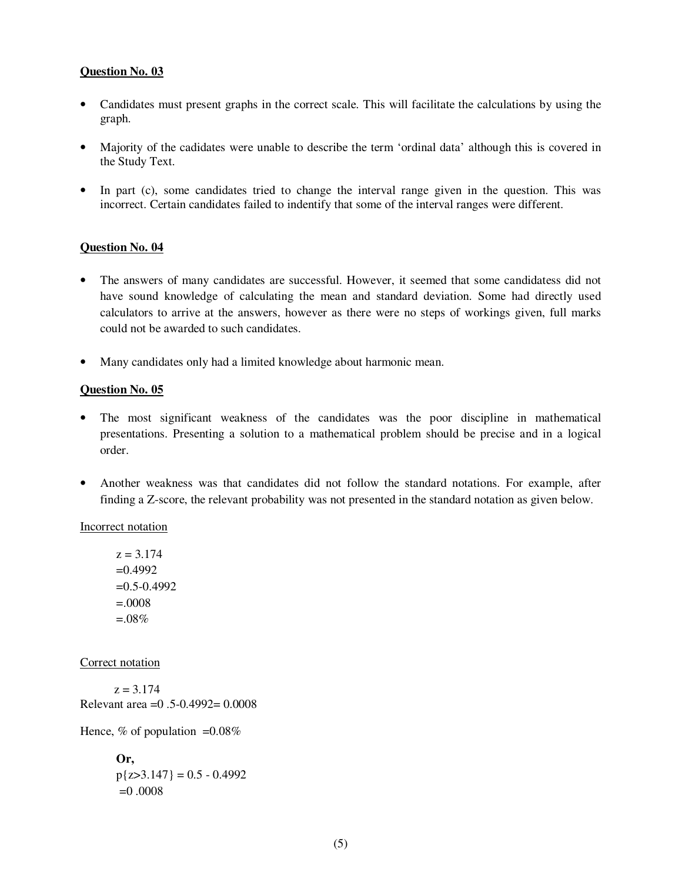**Question No. 03**

- Candidates must present graphs in the correct scale. This will facilitate the calculations by using the graph.
- Majority of the cadidates were unable to describe the term 'ordinal data' although this is covered in the Study Text.
- In part (c), some candidates tried to change the interval range given in the question. This was incorrect. Certain candidates failed to indentify that some of the interval ranges were different.

**Question No. 04**

- The answers of many candidates are successful. However, it seemed that some candidatess did not have sound knowledge of calculating the mean and standard deviation. Some had directly used calculators to arrive at the answers, however as there were no steps of workings given, full marks could not be awarded to such candidates.
- Many candidates only had a limited knowledge about harmonic mean.

**Question No. 05**

- The most significant weakness of the candidates was the poor discipline in mathematical presentations. Presenting a solution to a mathematical problem should be precise and in a logical order.
- Another weakness was that candidates did not follow the standard notations. For example, after finding a Z-score, the relevant probability was not presented in the standard notation as given below.

Incorrect notation

$z = 3.174$
$=0.4992$
$=0.5-0.4992$
$=.0008$
$=.08\%$

Correct notation

$z = 3.174$
Relevant area $=0 .5-0.4992= 0.0008$

Hence, % of population $=0.08\%$

**Or,**
$p\{z>3.147\} = 0.5 - 0.4992$
$=0 .0008$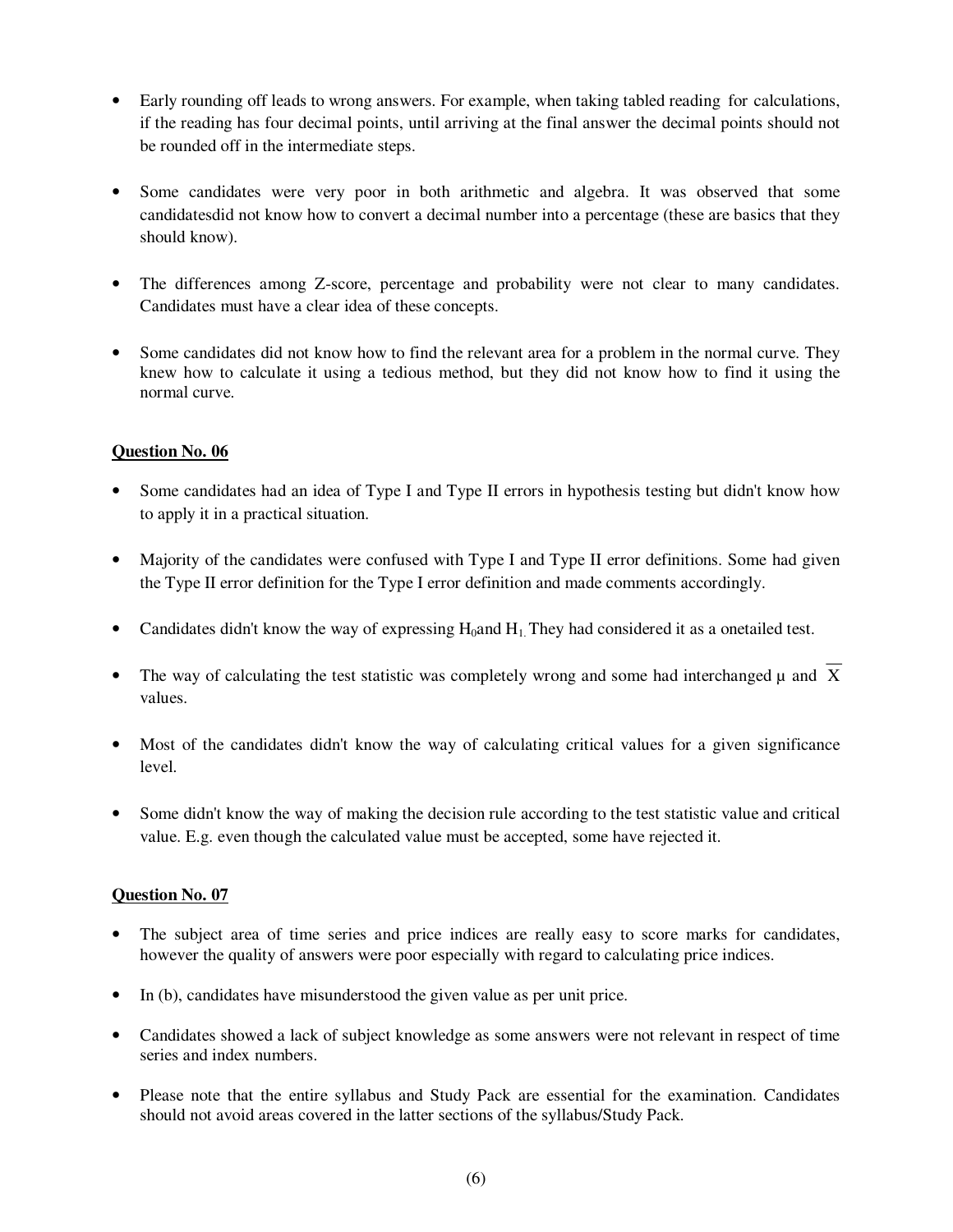- Early rounding off leads to wrong answers. For example, when taking tabled reading for calculations, if the reading has four decimal points, until arriving at the final answer the decimal points should not be rounded off in the intermediate steps.

- Some candidates were very poor in both arithmetic and algebra. It was observed that some candidatesdid not know how to convert a decimal number into a percentage (these are basics that they should know).

- The differences among Z-score, percentage and probability were not clear to many candidates. Candidates must have a clear idea of these concepts.

- Some candidates did not know how to find the relevant area for a problem in the normal curve. They knew how to calculate it using a tedious method, but they did not know how to find it using the normal curve.

**Question No. 06**

- Some candidates had an idea of Type I and Type II errors in hypothesis testing but didn't know how to apply it in a practical situation.

- Majority of the candidates were confused with Type I and Type II error definitions. Some had given the Type II error definition for the Type I error definition and made comments accordingly.

- Candidates didn't know the way of expressing $H_0$and $H_1$. They had considered it as a onetailed test.

- The way of calculating the test statistic was completely wrong and some had interchanged μ and $\overline{X}$ values.

- Most of the candidates didn't know the way of calculating critical values for a given significance level.

- Some didn't know the way of making the decision rule according to the test statistic value and critical value. E.g. even though the calculated value must be accepted, some have rejected it.

**Question No. 07**

- The subject area of time series and price indices are really easy to score marks for candidates, however the quality of answers were poor especially with regard to calculating price indices.

- In (b), candidates have misunderstood the given value as per unit price.

- Candidates showed a lack of subject knowledge as some answers were not relevant in respect of time series and index numbers.

- Please note that the entire syllabus and Study Pack are essential for the examination. Candidates should not avoid areas covered in the latter sections of the syllabus/Study Pack.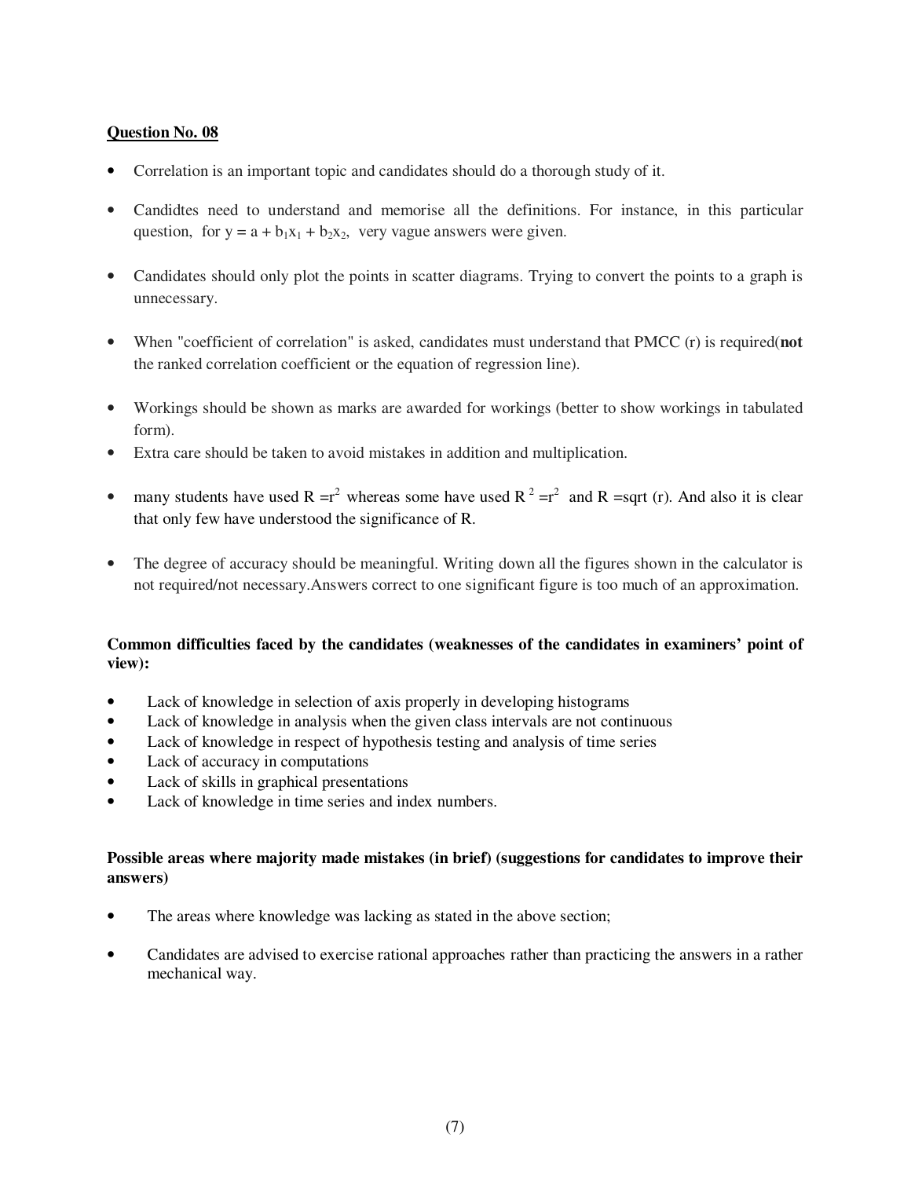**Question No. 08**

- Correlation is an important topic and candidates should do a thorough study of it.

- Candidtes need to understand and memorise all the definitions. For instance, in this particular question, for $y = a + b_1x_1 + b_2x_2$, very vague answers were given.

- Candidates should only plot the points in scatter diagrams. Trying to convert the points to a graph is unnecessary.

- When "coefficient of correlation" is asked, candidates must understand that PMCC (r) is required(**not** the ranked correlation coefficient or the equation of regression line).

- Workings should be shown as marks are awarded for workings (better to show workings in tabulated form).
- Extra care should be taken to avoid mistakes in addition and multiplication.

- many students have used $R = r^2$ whereas some have used $R^2 = r^2$ and $R = \text{sqrt}(r)$. And also it is clear that only few have understood the significance of R.

- The degree of accuracy should be meaningful. Writing down all the figures shown in the calculator is not required/not necessary.Answers correct to one significant figure is too much of an approximation.

**Common difficulties faced by the candidates (weaknesses of the candidates in examiners' point of view):**

- Lack of knowledge in selection of axis properly in developing histograms
- Lack of knowledge in analysis when the given class intervals are not continuous
- Lack of knowledge in respect of hypothesis testing and analysis of time series
- Lack of accuracy in computations
- Lack of skills in graphical presentations
- Lack of knowledge in time series and index numbers.

**Possible areas where majority made mistakes (in brief) (suggestions for candidates to improve their answers)**

- The areas where knowledge was lacking as stated in the above section;

- Candidates are advised to exercise rational approaches rather than practicing the answers in a rather mechanical way.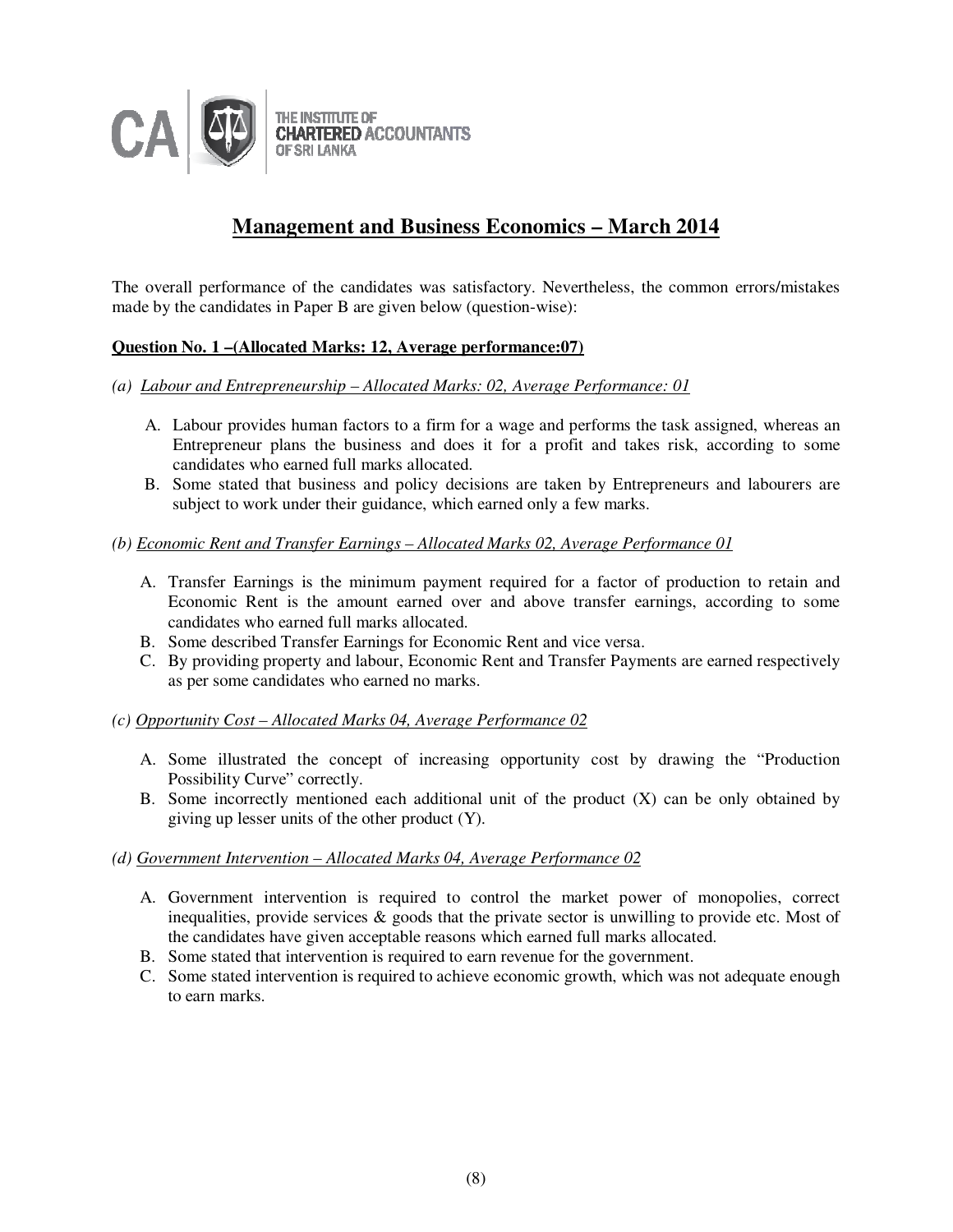THE INSTITUTE OF CHARTERED ACCOUNTANTS OF SRI LANKA

# Management and Business Economics – March 2014

The overall performance of the candidates was satisfactory. Nevertheless, the common errors/mistakes made by the candidates in Paper B are given below (question-wise):

**Question No. 1 –(Allocated Marks: 12, Average performance:07)**

*(a) Labour and Entrepreneurship – Allocated Marks: 02, Average Performance: 01*

A. Labour provides human factors to a firm for a wage and performs the task assigned, whereas an Entrepreneur plans the business and does it for a profit and takes risk, according to some candidates who earned full marks allocated.
B. Some stated that business and policy decisions are taken by Entrepreneurs and labourers are subject to work under their guidance, which earned only a few marks.

*(b) Economic Rent and Transfer Earnings – Allocated Marks 02, Average Performance 01*

A. Transfer Earnings is the minimum payment required for a factor of production to retain and Economic Rent is the amount earned over and above transfer earnings, according to some candidates who earned full marks allocated.
B. Some described Transfer Earnings for Economic Rent and vice versa.
C. By providing property and labour, Economic Rent and Transfer Payments are earned respectively as per some candidates who earned no marks.

*(c) Opportunity Cost – Allocated Marks 04, Average Performance 02*

A. Some illustrated the concept of increasing opportunity cost by drawing the "Production Possibility Curve" correctly.
B. Some incorrectly mentioned each additional unit of the product (X) can be only obtained by giving up lesser units of the other product (Y).

*(d) Government Intervention – Allocated Marks 04, Average Performance 02*

A. Government intervention is required to control the market power of monopolies, correct inequalities, provide services & goods that the private sector is unwilling to provide etc. Most of the candidates have given acceptable reasons which earned full marks allocated.
B. Some stated that intervention is required to earn revenue for the government.
C. Some stated intervention is required to achieve economic growth, which was not adequate enough to earn marks.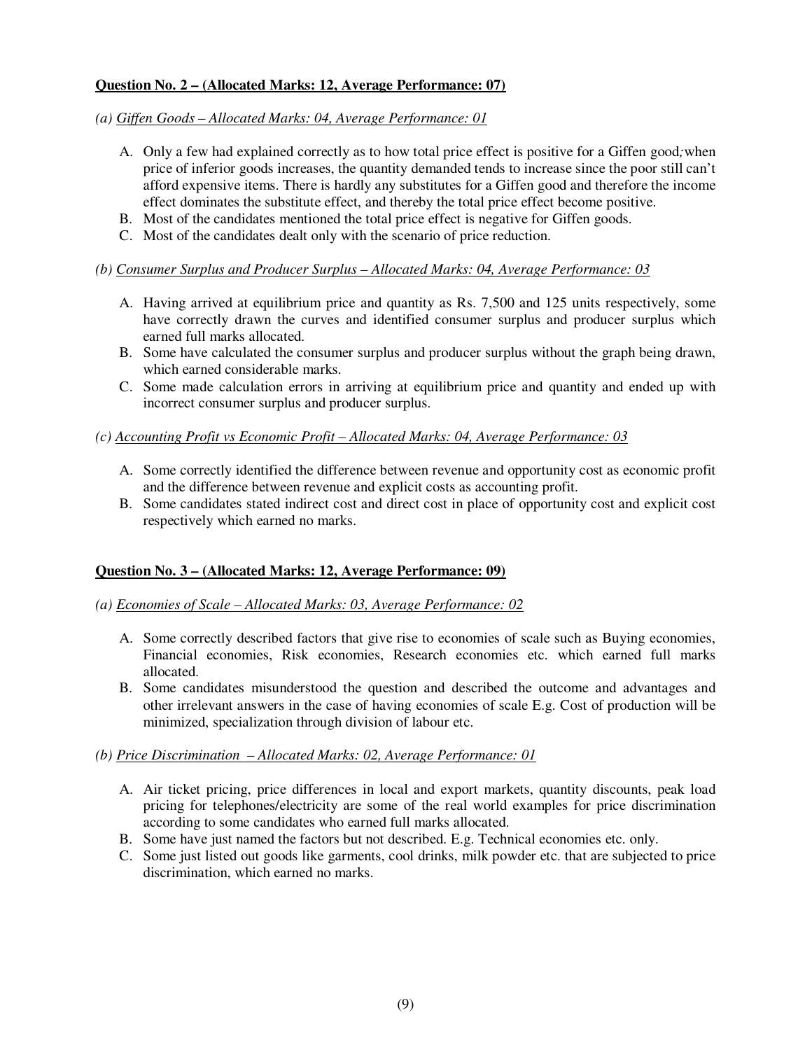**Question No. 2 – (Allocated Marks: 12, Average Performance: 07)**

*(a) <u>Giffen Goods – Allocated Marks: 04, Average Performance: 01</u>*

A. Only a few had explained correctly as to how total price effect is positive for a Giffen good;when price of inferior goods increases, the quantity demanded tends to increase since the poor still can't afford expensive items. There is hardly any substitutes for a Giffen good and therefore the income effect dominates the substitute effect, and thereby the total price effect become positive.
B. Most of the candidates mentioned the total price effect is negative for Giffen goods.
C. Most of the candidates dealt only with the scenario of price reduction.

*(b) <u>Consumer Surplus and Producer Surplus – Allocated Marks: 04, Average Performance: 03</u>*

A. Having arrived at equilibrium price and quantity as Rs. 7,500 and 125 units respectively, some have correctly drawn the curves and identified consumer surplus and producer surplus which earned full marks allocated.
B. Some have calculated the consumer surplus and producer surplus without the graph being drawn, which earned considerable marks.
C. Some made calculation errors in arriving at equilibrium price and quantity and ended up with incorrect consumer surplus and producer surplus.

*(c) <u>Accounting Profit vs Economic Profit – Allocated Marks: 04, Average Performance: 03</u>*

A. Some correctly identified the difference between revenue and opportunity cost as economic profit and the difference between revenue and explicit costs as accounting profit.
B. Some candidates stated indirect cost and direct cost in place of opportunity cost and explicit cost respectively which earned no marks.

**Question No. 3 – (Allocated Marks: 12, Average Performance: 09)**

*(a) <u>Economies of Scale – Allocated Marks: 03, Average Performance: 02</u>*

A. Some correctly described factors that give rise to economies of scale such as Buying economies, Financial economies, Risk economies, Research economies etc. which earned full marks allocated.
B. Some candidates misunderstood the question and described the outcome and advantages and other irrelevant answers in the case of having economies of scale E.g. Cost of production will be minimized, specialization through division of labour etc.

*(b) <u>Price Discrimination – Allocated Marks: 02, Average Performance: 01</u>*

A. Air ticket pricing, price differences in local and export markets, quantity discounts, peak load pricing for telephones/electricity are some of the real world examples for price discrimination according to some candidates who earned full marks allocated.
B. Some have just named the factors but not described. E.g. Technical economies etc. only.
C. Some just listed out goods like garments, cool drinks, milk powder etc. that are subjected to price discrimination, which earned no marks.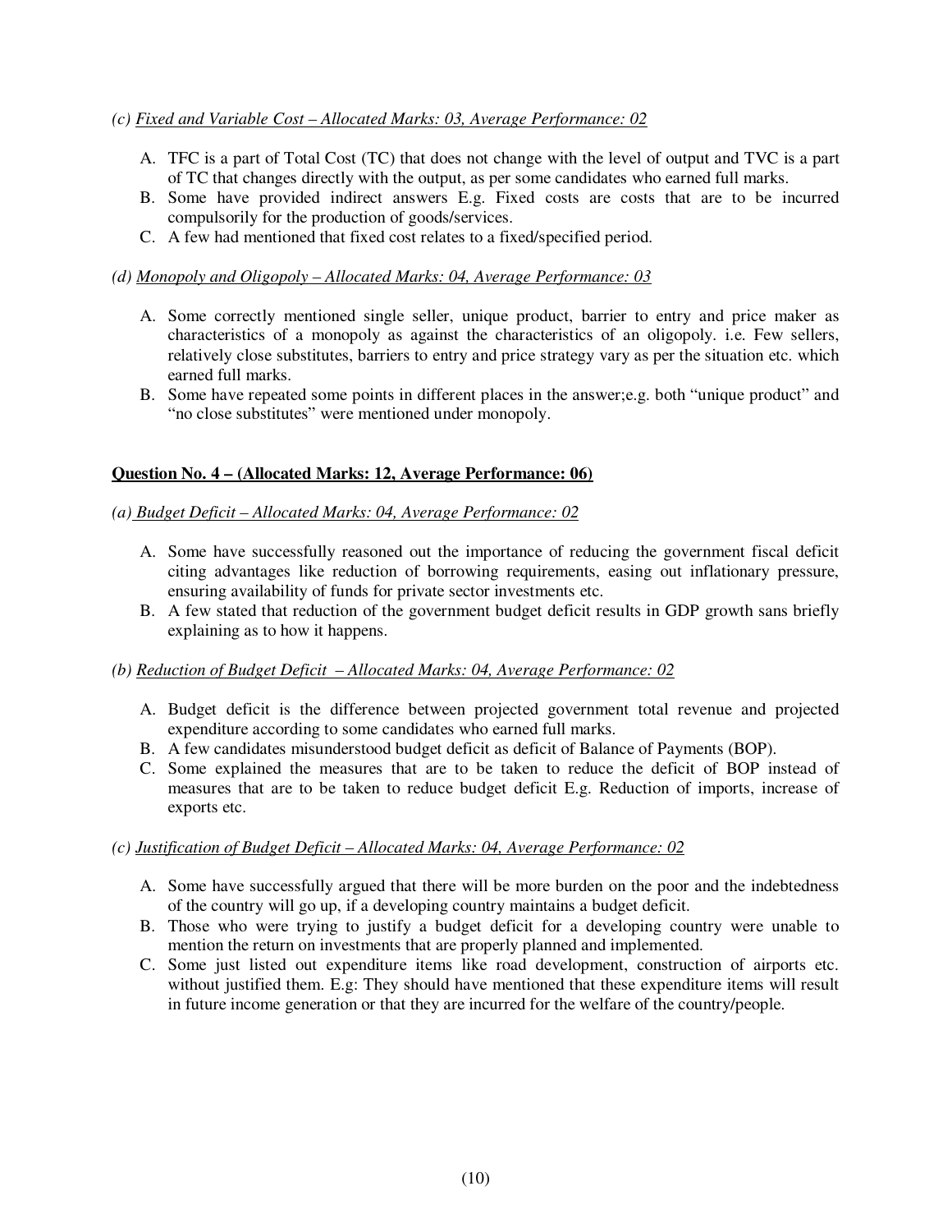*(c) <u>Fixed and Variable Cost – Allocated Marks: 03, Average Performance: 02</u>*

A. TFC is a part of Total Cost (TC) that does not change with the level of output and TVC is a part of TC that changes directly with the output, as per some candidates who earned full marks.
B. Some have provided indirect answers E.g. Fixed costs are costs that are to be incurred compulsorily for the production of goods/services.
C. A few had mentioned that fixed cost relates to a fixed/specified period.

*(d) <u>Monopoly and Oligopoly – Allocated Marks: 04, Average Performance: 03</u>*

A. Some correctly mentioned single seller, unique product, barrier to entry and price maker as characteristics of a monopoly as against the characteristics of an oligopoly. i.e. Few sellers, relatively close substitutes, barriers to entry and price strategy vary as per the situation etc. which earned full marks.
B. Some have repeated some points in different places in the answer;e.g. both "unique product" and "no close substitutes" were mentioned under monopoly.

**<u>Question No. 4 – (Allocated Marks: 12, Average Performance: 06)</u>**

*(a) <u>Budget Deficit – Allocated Marks: 04, Average Performance: 02</u>*

A. Some have successfully reasoned out the importance of reducing the government fiscal deficit citing advantages like reduction of borrowing requirements, easing out inflationary pressure, ensuring availability of funds for private sector investments etc.
B. A few stated that reduction of the government budget deficit results in GDP growth sans briefly explaining as to how it happens.

*(b) <u>Reduction of Budget Deficit – Allocated Marks: 04, Average Performance: 02</u>*

A. Budget deficit is the difference between projected government total revenue and projected expenditure according to some candidates who earned full marks.
B. A few candidates misunderstood budget deficit as deficit of Balance of Payments (BOP).
C. Some explained the measures that are to be taken to reduce the deficit of BOP instead of measures that are to be taken to reduce budget deficit E.g. Reduction of imports, increase of exports etc.

*(c) <u>Justification of Budget Deficit – Allocated Marks: 04, Average Performance: 02</u>*

A. Some have successfully argued that there will be more burden on the poor and the indebtedness of the country will go up, if a developing country maintains a budget deficit.
B. Those who were trying to justify a budget deficit for a developing country were unable to mention the return on investments that are properly planned and implemented.
C. Some just listed out expenditure items like road development, construction of airports etc. without justified them. E.g: They should have mentioned that these expenditure items will result in future income generation or that they are incurred for the welfare of the country/people.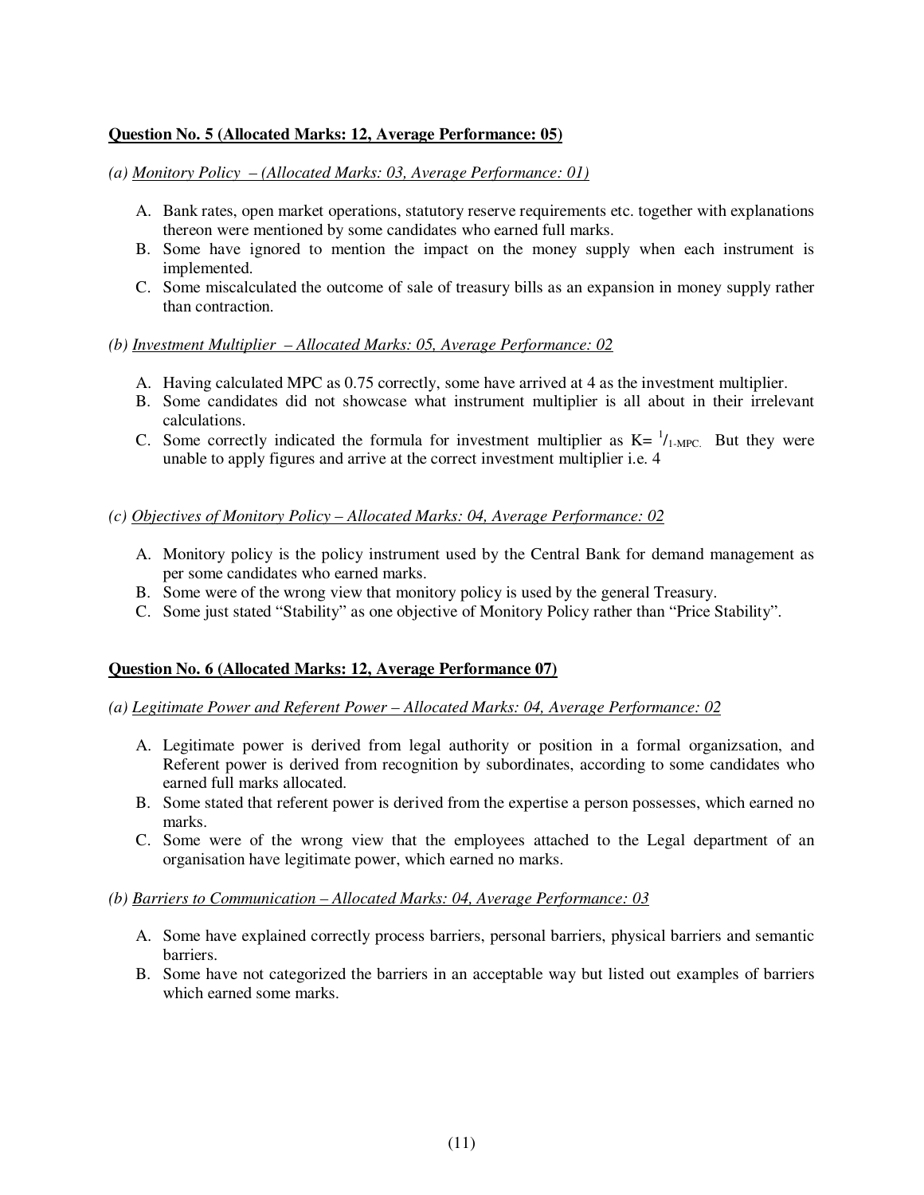**Question No. 5 (Allocated Marks: 12, Average Performance: 05)**

*(a) Monitory Policy – (Allocated Marks: 03, Average Performance: 01)*

A. Bank rates, open market operations, statutory reserve requirements etc. together with explanations thereon were mentioned by some candidates who earned full marks.
B. Some have ignored to mention the impact on the money supply when each instrument is implemented.
C. Some miscalculated the outcome of sale of treasury bills as an expansion in money supply rather than contraction.

*(b) Investment Multiplier – Allocated Marks: 05, Average Performance: 02*

A. Having calculated MPC as 0.75 correctly, some have arrived at 4 as the investment multiplier.
B. Some candidates did not showcase what instrument multiplier is all about in their irrelevant calculations.
C. Some correctly indicated the formula for investment multiplier as $K= {}^{1}/_{1\text{-MPC.}}$ But they were unable to apply figures and arrive at the correct investment multiplier i.e. 4

*(c) Objectives of Monitory Policy – Allocated Marks: 04, Average Performance: 02*

A. Monitory policy is the policy instrument used by the Central Bank for demand management as per some candidates who earned marks.
B. Some were of the wrong view that monitory policy is used by the general Treasury.
C. Some just stated "Stability" as one objective of Monitory Policy rather than "Price Stability".

**Question No. 6 (Allocated Marks: 12, Average Performance 07)**

*(a) Legitimate Power and Referent Power – Allocated Marks: 04, Average Performance: 02*

A. Legitimate power is derived from legal authority or position in a formal organizsation, and Referent power is derived from recognition by subordinates, according to some candidates who earned full marks allocated.
B. Some stated that referent power is derived from the expertise a person possesses, which earned no marks.
C. Some were of the wrong view that the employees attached to the Legal department of an organisation have legitimate power, which earned no marks.

*(b) Barriers to Communication – Allocated Marks: 04, Average Performance: 03*

A. Some have explained correctly process barriers, personal barriers, physical barriers and semantic barriers.
B. Some have not categorized the barriers in an acceptable way but listed out examples of barriers which earned some marks.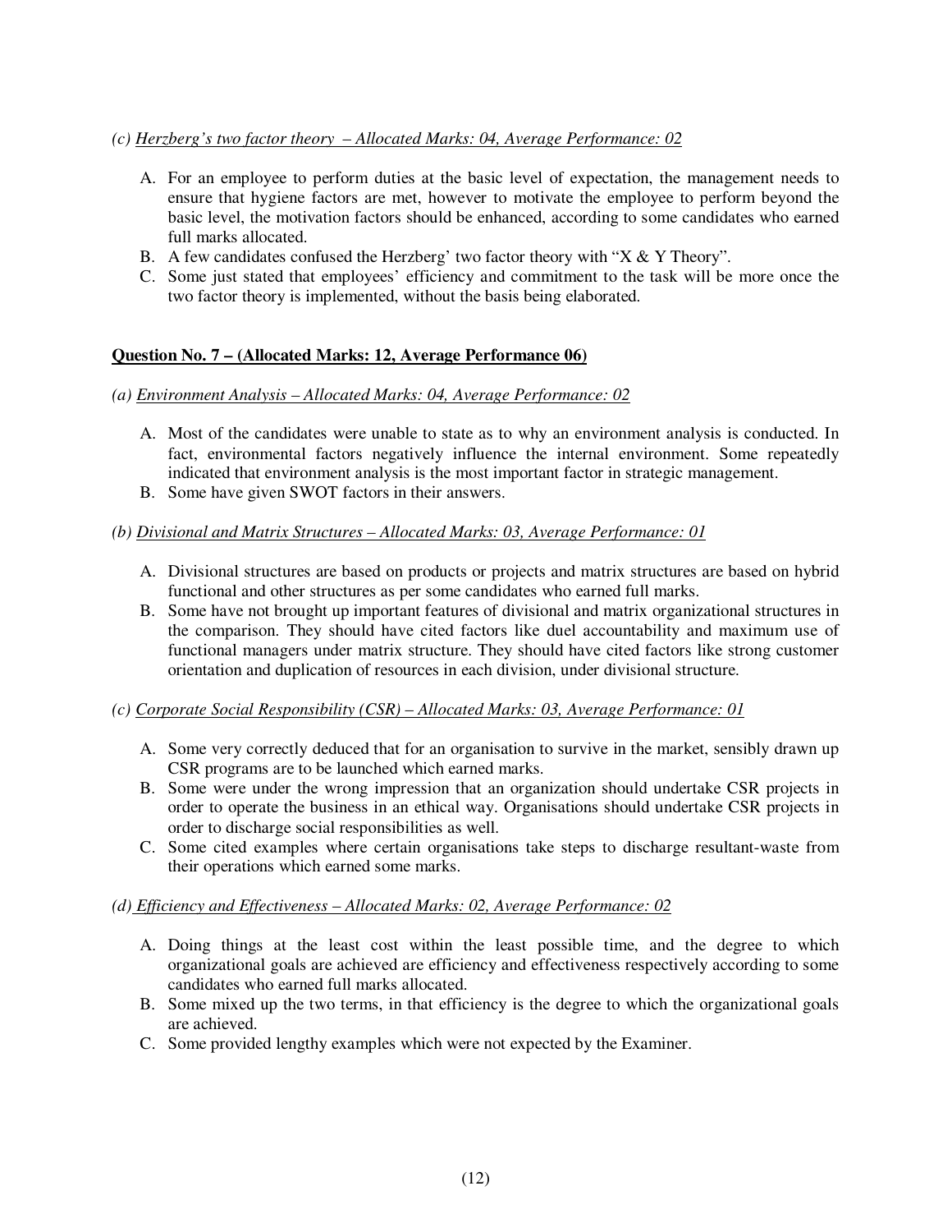*(c) <u>Herzberg's two factor theory – Allocated Marks: 04, Average Performance: 02</u>*

A. For an employee to perform duties at the basic level of expectation, the management needs to ensure that hygiene factors are met, however to motivate the employee to perform beyond the basic level, the motivation factors should be enhanced, according to some candidates who earned full marks allocated.
B. A few candidates confused the Herzberg' two factor theory with "X & Y Theory".
C. Some just stated that employees' efficiency and commitment to the task will be more once the two factor theory is implemented, without the basis being elaborated.

**<u>Question No. 7 – (Allocated Marks: 12, Average Performance 06)</u>**

*(a) <u>Environment Analysis – Allocated Marks: 04, Average Performance: 02</u>*

A. Most of the candidates were unable to state as to why an environment analysis is conducted. In fact, environmental factors negatively influence the internal environment. Some repeatedly indicated that environment analysis is the most important factor in strategic management.
B. Some have given SWOT factors in their answers.

*(b) <u>Divisional and Matrix Structures – Allocated Marks: 03, Average Performance: 01</u>*

A. Divisional structures are based on products or projects and matrix structures are based on hybrid functional and other structures as per some candidates who earned full marks.
B. Some have not brought up important features of divisional and matrix organizational structures in the comparison. They should have cited factors like duel accountability and maximum use of functional managers under matrix structure. They should have cited factors like strong customer orientation and duplication of resources in each division, under divisional structure.

*(c) <u>Corporate Social Responsibility (CSR) – Allocated Marks: 03, Average Performance: 01</u>*

A. Some very correctly deduced that for an organisation to survive in the market, sensibly drawn up CSR programs are to be launched which earned marks.
B. Some were under the wrong impression that an organization should undertake CSR projects in order to operate the business in an ethical way. Organisations should undertake CSR projects in order to discharge social responsibilities as well.
C. Some cited examples where certain organisations take steps to discharge resultant-waste from their operations which earned some marks.

*(d) <u>Efficiency and Effectiveness – Allocated Marks: 02, Average Performance: 02</u>*

A. Doing things at the least cost within the least possible time, and the degree to which organizational goals are achieved are efficiency and effectiveness respectively according to some candidates who earned full marks allocated.
B. Some mixed up the two terms, in that efficiency is the degree to which the organizational goals are achieved.
C. Some provided lengthy examples which were not expected by the Examiner.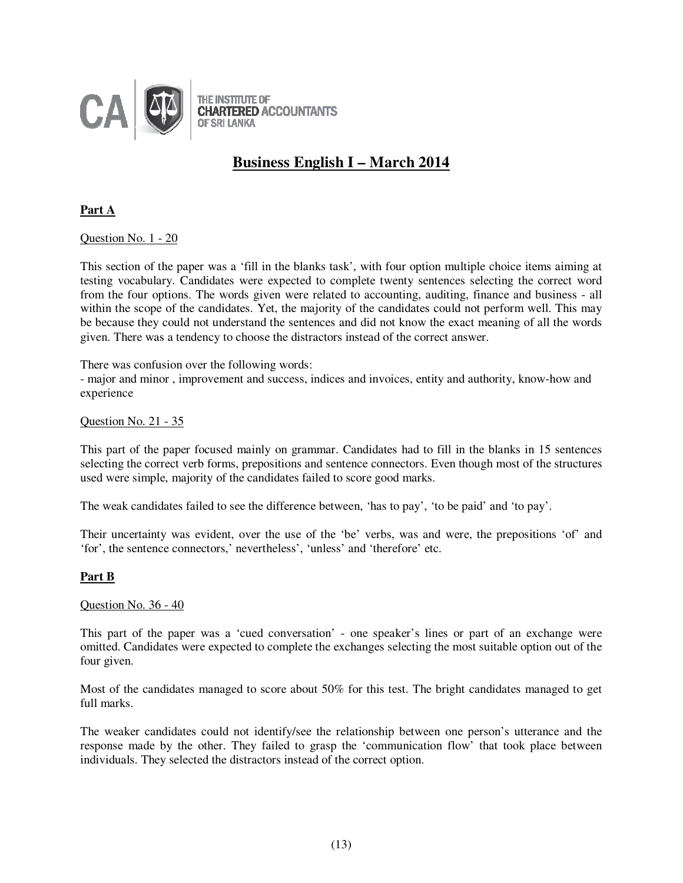THE INSTITUTE OF CHARTERED ACCOUNTANTS OF SRI LANKA

# Business English I – March 2014

## Part A

Question No. 1 - 20

This section of the paper was a 'fill in the blanks task', with four option multiple choice items aiming at testing vocabulary. Candidates were expected to complete twenty sentences selecting the correct word from the four options. The words given were related to accounting, auditing, finance and business - all within the scope of the candidates. Yet, the majority of the candidates could not perform well. This may be because they could not understand the sentences and did not know the exact meaning of all the words given. There was a tendency to choose the distractors instead of the correct answer.

There was confusion over the following words:
- major and minor , improvement and success, indices and invoices, entity and authority, know-how and experience

Question No. 21 - 35

This part of the paper focused mainly on grammar. Candidates had to fill in the blanks in 15 sentences selecting the correct verb forms, prepositions and sentence connectors. Even though most of the structures used were simple, majority of the candidates failed to score good marks.

The weak candidates failed to see the difference between, 'has to pay', 'to be paid' and 'to pay'.

Their uncertainty was evident, over the use of the 'be' verbs, was and were, the prepositions 'of' and 'for', the sentence connectors,' nevertheless', 'unless' and 'therefore' etc.

## Part B

Question No. 36 - 40

This part of the paper was a 'cued conversation' - one speaker's lines or part of an exchange were omitted. Candidates were expected to complete the exchanges selecting the most suitable option out of the four given.

Most of the candidates managed to score about 50% for this test. The bright candidates managed to get full marks.

The weaker candidates could not identify/see the relationship between one person's utterance and the response made by the other. They failed to grasp the 'communication flow' that took place between individuals. They selected the distractors instead of the correct option.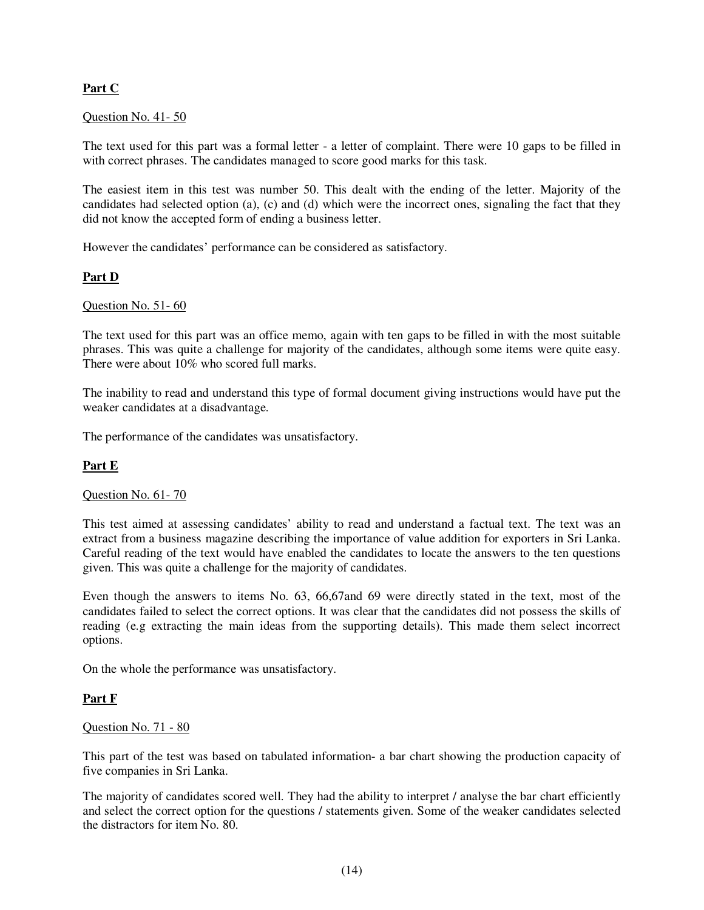## Part C

Question No. 41- 50

The text used for this part was a formal letter - a letter of complaint. There were 10 gaps to be filled in with correct phrases. The candidates managed to score good marks for this task.

The easiest item in this test was number 50. This dealt with the ending of the letter. Majority of the candidates had selected option (a), (c) and (d) which were the incorrect ones, signaling the fact that they did not know the accepted form of ending a business letter.

However the candidates' performance can be considered as satisfactory.

## Part D

Question No. 51- 60

The text used for this part was an office memo, again with ten gaps to be filled in with the most suitable phrases. This was quite a challenge for majority of the candidates, although some items were quite easy. There were about 10% who scored full marks.

The inability to read and understand this type of formal document giving instructions would have put the weaker candidates at a disadvantage.

The performance of the candidates was unsatisfactory.

## Part E

Question No. 61- 70

This test aimed at assessing candidates' ability to read and understand a factual text. The text was an extract from a business magazine describing the importance of value addition for exporters in Sri Lanka. Careful reading of the text would have enabled the candidates to locate the answers to the ten questions given. This was quite a challenge for the majority of candidates.

Even though the answers to items No. 63, 66,67and 69 were directly stated in the text, most of the candidates failed to select the correct options. It was clear that the candidates did not possess the skills of reading (e.g extracting the main ideas from the supporting details). This made them select incorrect options.

On the whole the performance was unsatisfactory.

## Part F

Question No. 71 - 80

This part of the test was based on tabulated information- a bar chart showing the production capacity of five companies in Sri Lanka.

The majority of candidates scored well. They had the ability to interpret / analyse the bar chart efficiently and select the correct option for the questions / statements given. Some of the weaker candidates selected the distractors for item No. 80.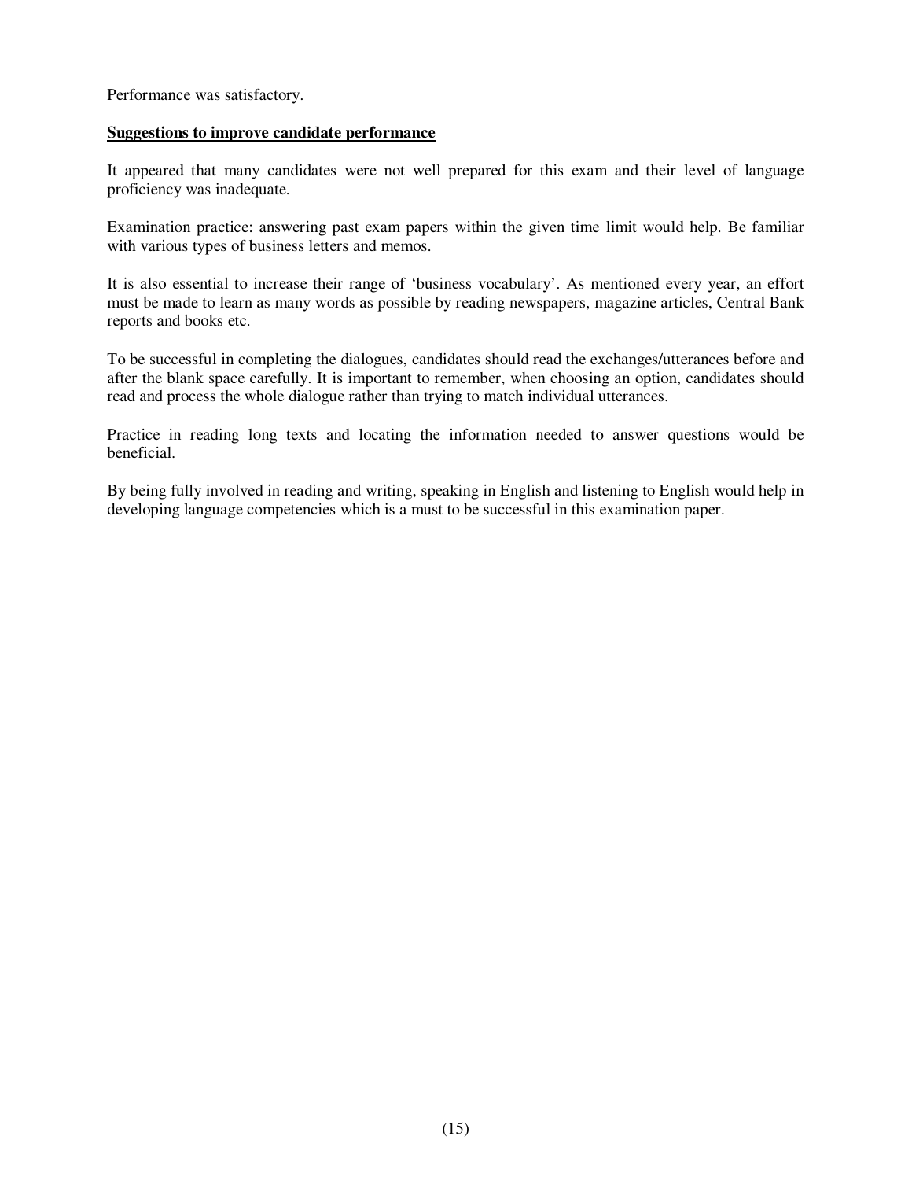Performance was satisfactory.

**Suggestions to improve candidate performance**

It appeared that many candidates were not well prepared for this exam and their level of language proficiency was inadequate.

Examination practice: answering past exam papers within the given time limit would help. Be familiar with various types of business letters and memos.

It is also essential to increase their range of 'business vocabulary'. As mentioned every year, an effort must be made to learn as many words as possible by reading newspapers, magazine articles, Central Bank reports and books etc.

To be successful in completing the dialogues, candidates should read the exchanges/utterances before and after the blank space carefully. It is important to remember, when choosing an option, candidates should read and process the whole dialogue rather than trying to match individual utterances.

Practice in reading long texts and locating the information needed to answer questions would be beneficial.

By being fully involved in reading and writing, speaking in English and listening to English would help in developing language competencies which is a must to be successful in this examination paper.